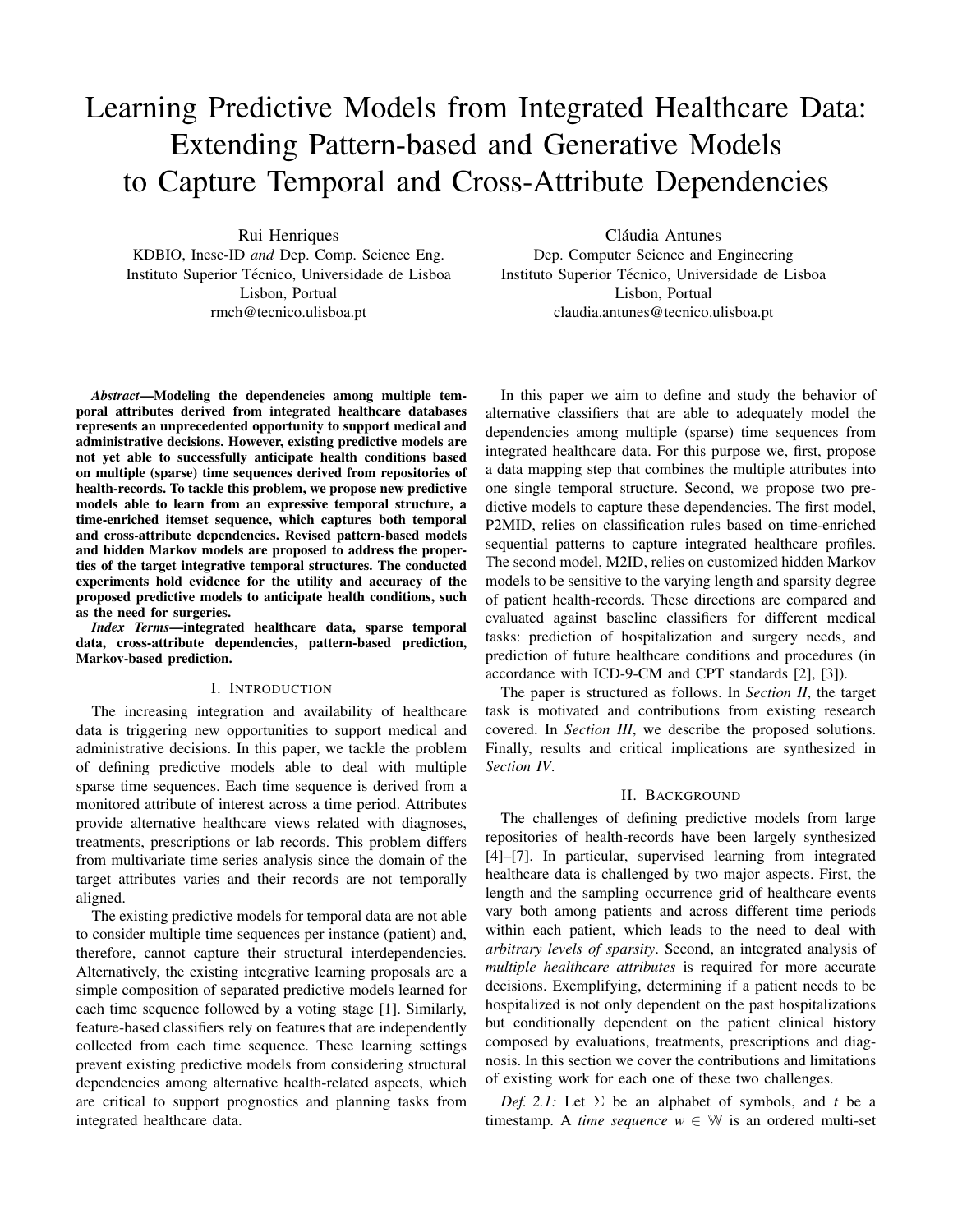# Learning Predictive Models from Integrated Healthcare Data: Extending Pattern-based and Generative Models to Capture Temporal and Cross-Attribute Dependencies

Rui Henriques
KDBIO, Inesc-ID *and* Dep. Comp. Science Eng.
Instituto Superior Técnico, Universidade de Lisboa
Lisbon, Portual
rmch@tecnico.ulisboa.pt

Cláudia Antunes
Dep. Computer Science and Engineering
Instituto Superior Técnico, Universidade de Lisboa
Lisbon, Portual
claudia.antunes@tecnico.ulisboa.pt

***Abstract*—Modeling the dependencies among multiple temporal attributes derived from integrated healthcare databases represents an unprecedented opportunity to support medical and administrative decisions. However, existing predictive models are not yet able to successfully anticipate health conditions based on multiple (sparse) time sequences derived from repositories of health-records. To tackle this problem, we propose new predictive models able to learn from an expressive temporal structure, a time-enriched itemset sequence, which captures both temporal and cross-attribute dependencies. Revised pattern-based models and hidden Markov models are proposed to address the properties of the target integrative temporal structures. The conducted experiments hold evidence for the utility and accuracy of the proposed predictive models to anticipate health conditions, such as the need for surgeries.**

***Index Terms*—integrated healthcare data, sparse temporal data, cross-attribute dependencies, pattern-based prediction, Markov-based prediction.**

## I. Introduction

The increasing integration and availability of healthcare data is triggering new opportunities to support medical and administrative decisions. In this paper, we tackle the problem of defining predictive models able to deal with multiple sparse time sequences. Each time sequence is derived from a monitored attribute of interest across a time period. Attributes provide alternative healthcare views related with diagnoses, treatments, prescriptions or lab records. This problem differs from multivariate time series analysis since the domain of the target attributes varies and their records are not temporally aligned.

The existing predictive models for temporal data are not able to consider multiple time sequences per instance (patient) and, therefore, cannot capture their structural interdependencies. Alternatively, the existing integrative learning proposals are a simple composition of separated predictive models learned for each time sequence followed by a voting stage [1]. Similarly, feature-based classifiers rely on features that are independently collected from each time sequence. These learning settings prevent existing predictive models from considering structural dependencies among alternative health-related aspects, which are critical to support prognostics and planning tasks from integrated healthcare data.

In this paper we aim to define and study the behavior of alternative classifiers that are able to adequately model the dependencies among multiple (sparse) time sequences from integrated healthcare data. For this purpose we, first, propose a data mapping step that combines the multiple attributes into one single temporal structure. Second, we propose two predictive models to capture these dependencies. The first model, P2MID, relies on classification rules based on time-enriched sequential patterns to capture integrated healthcare profiles. The second model, M2ID, relies on customized hidden Markov models to be sensitive to the varying length and sparsity degree of patient health-records. These directions are compared and evaluated against baseline classifiers for different medical tasks: prediction of hospitalization and surgery needs, and prediction of future healthcare conditions and procedures (in accordance with ICD-9-CM and CPT standards [2], [3]).

The paper is structured as follows. In *Section II*, the target task is motivated and contributions from existing research covered. In *Section III*, we describe the proposed solutions. Finally, results and critical implications are synthesized in *Section IV*.

## II. Background

The challenges of defining predictive models from large repositories of health-records have been largely synthesized [4]–[7]. In particular, supervised learning from integrated healthcare data is challenged by two major aspects. First, the length and the sampling occurrence grid of healthcare events vary both among patients and across different time periods within each patient, which leads to the need to deal with *arbitrary levels of sparsity*. Second, an integrated analysis of *multiple healthcare attributes* is required for more accurate decisions. Exemplifying, determining if a patient needs to be hospitalized is not only dependent on the past hospitalizations but conditionally dependent on the patient clinical history composed by evaluations, treatments, prescriptions and diagnosis. In this section we cover the contributions and limitations of existing work for each one of these two challenges.

*Def. 2.1:* Let $\Sigma$ be an alphabet of symbols, and $t$ be a timestamp. A *time sequence* $w \in \mathbb{W}$ is an ordered multi-set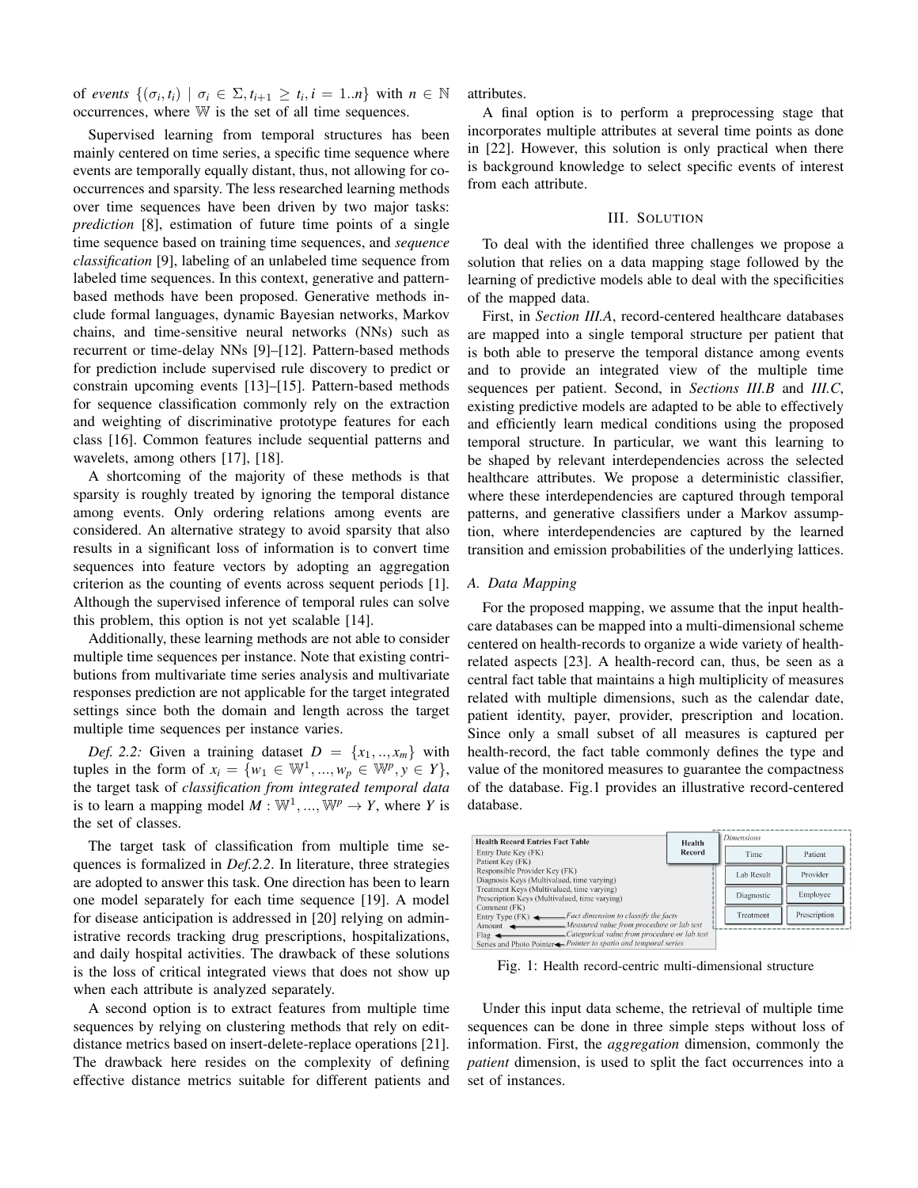of *events* $\{(\sigma_i, t_i) \mid \sigma_i \in \Sigma, t_{i+1} \geq t_i, i = 1..n\}$ with $n \in \mathbb{N}$ occurrences, where $\mathbb{W}$ is the set of all time sequences.

Supervised learning from temporal structures has been mainly centered on time series, a specific time sequence where events are temporally equally distant, thus, not allowing for co-occurrences and sparsity. The less researched learning methods over time sequences have been driven by two major tasks: *prediction* [8], estimation of future time points of a single time sequence based on training time sequences, and *sequence classification* [9], labeling of an unlabeled time sequence from labeled time sequences. In this context, generative and pattern-based methods have been proposed. Generative methods include formal languages, dynamic Bayesian networks, Markov chains, and time-sensitive neural networks (NNs) such as recurrent or time-delay NNs [9]–[12]. Pattern-based methods for prediction include supervised rule discovery to predict or constrain upcoming events [13]–[15]. Pattern-based methods for sequence classification commonly rely on the extraction and weighting of discriminative prototype features for each class [16]. Common features include sequential patterns and wavelets, among others [17], [18].

A shortcoming of the majority of these methods is that sparsity is roughly treated by ignoring the temporal distance among events. Only ordering relations among events are considered. An alternative strategy to avoid sparsity that also results in a significant loss of information is to convert time sequences into feature vectors by adopting an aggregation criterion as the counting of events across sequent periods [1]. Although the supervised inference of temporal rules can solve this problem, this option is not yet scalable [14].

Additionally, these learning methods are not able to consider multiple time sequences per instance. Note that existing contributions from multivariate time series analysis and multivariate responses prediction are not applicable for the target integrated settings since both the domain and length across the target multiple time sequences per instance varies.

*Def. 2.2:* Given a training dataset $D = \{x_1, .., x_m\}$ with tuples in the form of $x_i = \{w_1 \in \mathbb{W}^1, ..., w_p \in \mathbb{W}^p, y \in Y\}$, the target task of *classification from integrated temporal data* is to learn a mapping model $M : \mathbb{W}^1, ..., \mathbb{W}^p \rightarrow Y$, where $Y$ is the set of classes.

The target task of classification from multiple time sequences is formalized in *Def.2.2*. In literature, three strategies are adopted to answer this task. One direction has been to learn one model separately for each time sequence [19]. A model for disease anticipation is addressed in [20] relying on administrative records tracking drug prescriptions, hospitalizations, and daily hospital activities. The drawback of these solutions is the loss of critical integrated views that does not show up when each attribute is analyzed separately.

A second option is to extract features from multiple time sequences by relying on clustering methods that rely on edit-distance metrics based on insert-delete-replace operations [21]. The drawback here resides on the complexity of defining effective distance metrics suitable for different patients and attributes.

A final option is to perform a preprocessing stage that incorporates multiple attributes at several time points as done in [22]. However, this solution is only practical when there is background knowledge to select specific events of interest from each attribute.

## III. Solution

To deal with the identified three challenges we propose a solution that relies on a data mapping stage followed by the learning of predictive models able to deal with the specificities of the mapped data.

First, in *Section III.A*, record-centered healthcare databases are mapped into a single temporal structure per patient that is both able to preserve the temporal distance among events and to provide an integrated view of the multiple time sequences per patient. Second, in *Sections III.B* and *III.C*, existing predictive models are adapted to be able to effectively and efficiently learn medical conditions using the proposed temporal structure. In particular, we want this learning to be shaped by relevant interdependencies across the selected healthcare attributes. We propose a deterministic classifier, where these interdependencies are captured through temporal patterns, and generative classifiers under a Markov assumption, where interdependencies are captured by the learned transition and emission probabilities of the underlying lattices.

### A. Data Mapping

For the proposed mapping, we assume that the input healthcare databases can be mapped into a multi-dimensional scheme centered on health-records to organize a wide variety of health-related aspects [23]. A health-record can, thus, be seen as a central fact table that maintains a high multiplicity of measures related with multiple dimensions, such as the calendar date, patient identity, payer, provider, prescription and location. Since only a small subset of all measures is captured per health-record, the fact table commonly defines the type and value of the monitored measures to guarantee the compactness of the database. Fig.1 provides an illustrative record-centered database.

Health Record Entries Fact Table
Entry Date Key (FK)
Patient Key (FK)
Responsible Provider Key (FK)
Diagnosis Keys (Multivalued, time varying)
Treatment Keys (Multivalued, time varying)
Prescription Keys (Multivalued, time varying)
Comment (FK)
Entry Type (FK) ← Fact dimension to classify the facts
Amount ← Measured value from procedure or lab test
Flag ← Categorical value from procedure or lab test
Series and Photo Pointer ← Pointer to spatio and temporal series

Health Record

Dimensions
Time
Patient
Lab Result
Provider
Diagnostic
Employee
Treatment
Prescription

Fig. 1: Health record-centric multi-dimensional structure

Under this input data scheme, the retrieval of multiple time sequences can be done in three simple steps without loss of information. First, the *aggregation* dimension, commonly the *patient* dimension, is used to split the fact occurrences into a set of instances.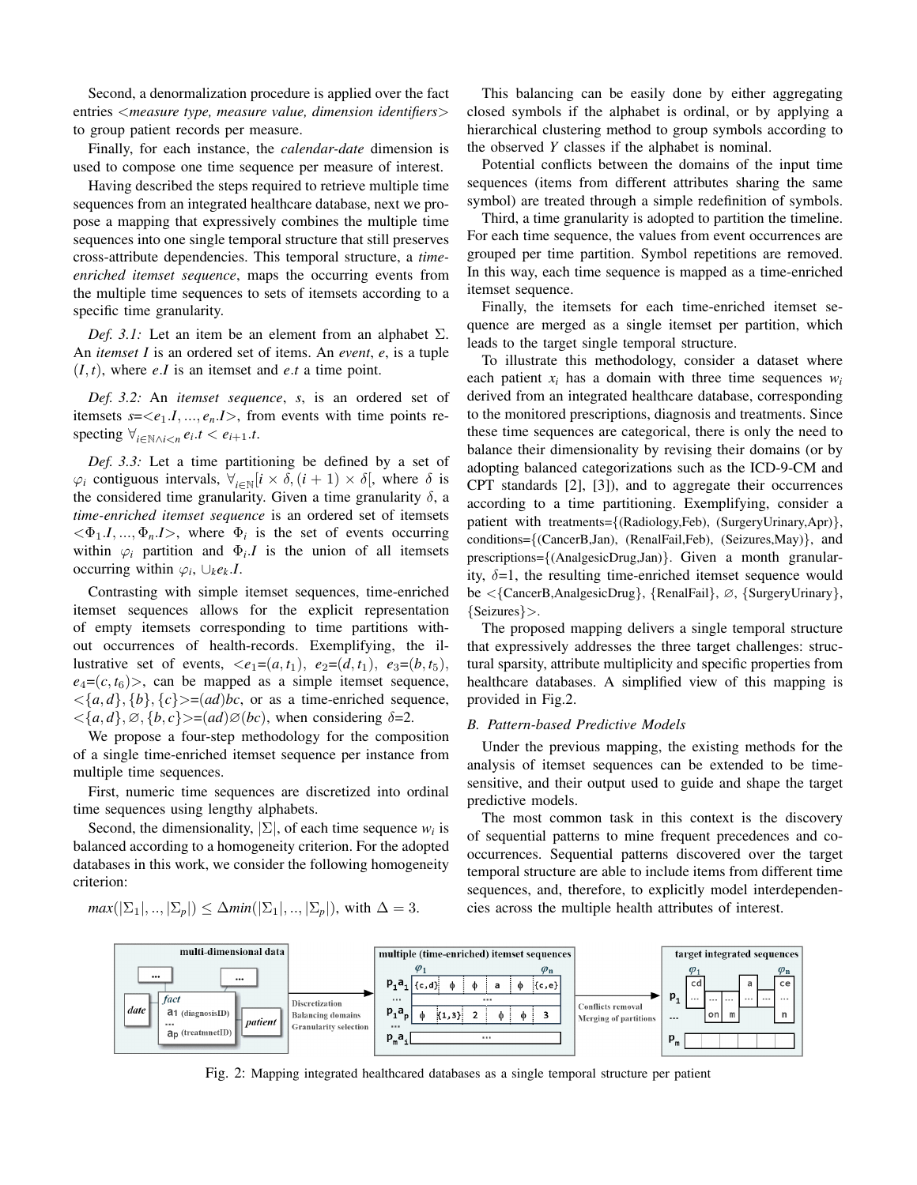Second, a denormalization procedure is applied over the fact entries <*measure type, measure value, dimension identifiers*> to group patient records per measure.

Finally, for each instance, the *calendar-date* dimension is used to compose one time sequence per measure of interest.

Having described the steps required to retrieve multiple time sequences from an integrated healthcare database, next we propose a mapping that expressively combines the multiple time sequences into one single temporal structure that still preserves cross-attribute dependencies. This temporal structure, a *time-enriched itemset sequence*, maps the occurring events from the multiple time sequences to sets of itemsets according to a specific time granularity.

*Def. 3.1:* Let an item be an element from an alphabet $\Sigma$. An *itemset* $I$ is an ordered set of items. An *event*, $e$, is a tuple $(I, t)$, where $e.I$ is an itemset and $e.t$ a time point.

*Def. 3.2:* An *itemset sequence*, $s$, is an ordered set of itemsets $s$=$<e_1.I, ..., e_n.I>$, from events with time points respecting $\forall_{i \in \mathbb{N} \wedge i<n}\, e_i.t < e_{i+1}.t$.

*Def. 3.3:* Let a time partitioning be defined by a set of $\varphi_i$ contiguous intervals, $\forall_{i\in\mathbb{N}}[i \times \delta, (i+1) \times \delta[$, where $\delta$ is the considered time granularity. Given a time granularity $\delta$, a *time-enriched itemset sequence* is an ordered set of itemsets $<\Phi_1.I, ..., \Phi_n.I>$, where $\Phi_i$ is the set of events occurring within $\varphi_i$ partition and $\Phi_i.I$ is the union of all itemsets occurring within $\varphi_i$, $\cup_k e_k.I$.

Contrasting with simple itemset sequences, time-enriched itemset sequences allows for the explicit representation of empty itemsets corresponding to time partitions without occurrences of health-records. Exemplifying, the illustrative set of events, $<e_1$=$(a, t_1)$, $e_2$=$(d, t_1)$, $e_3$=$(b, t_5)$, $e_4$=$(c, t_6)>$, can be mapped as a simple itemset sequence, $<\{a, d\}, \{b\}, \{c\}>$=$(ad)bc$, or as a time-enriched sequence, $<\{a, d\}, \varnothing, \{b, c\}>$=$(ad)\varnothing(bc)$, when considering $\delta$=2.

We propose a four-step methodology for the composition of a single time-enriched itemset sequence per instance from multiple time sequences.

First, numeric time sequences are discretized into ordinal time sequences using lengthy alphabets.

Second, the dimensionality, $|\Sigma|$, of each time sequence $w_i$ is balanced according to a homogeneity criterion. For the adopted databases in this work, we consider the following homogeneity criterion:

$max(|\Sigma_1|, .., |\Sigma_p|) \leq \Delta min(|\Sigma_1|, .., |\Sigma_p|)$, with $\Delta = 3$.

This balancing can be easily done by either aggregating closed symbols if the alphabet is ordinal, or by applying a hierarchical clustering method to group symbols according to the observed $Y$ classes if the alphabet is nominal.

Potential conflicts between the domains of the input time sequences (items from different attributes sharing the same symbol) are treated through a simple redefinition of symbols.

Third, a time granularity is adopted to partition the timeline. For each time sequence, the values from event occurrences are grouped per time partition. Symbol repetitions are removed. In this way, each time sequence is mapped as a time-enriched itemset sequence.

Finally, the itemsets for each time-enriched itemset sequence are merged as a single itemset per partition, which leads to the target single temporal structure.

To illustrate this methodology, consider a dataset where each patient $x_i$ has a domain with three time sequences $w_i$ derived from an integrated healthcare database, corresponding to the monitored prescriptions, diagnosis and treatments. Since these time sequences are categorical, there is only the need to balance their dimensionality by revising their domains (or by adopting balanced categorizations such as the ICD-9-CM and CPT standards [2], [3]), and to aggregate their occurrences according to a time partitioning. Exemplifying, consider a patient with treatments={(Radiology,Feb), (SurgeryUrinary,Apr)}, conditions={(CancerB,Jan), (RenalFail,Feb), (Seizures,May)}, and prescriptions={(AnalgesicDrug,Jan)}. Given a month granularity, $\delta$=1, the resulting time-enriched itemset sequence would be <{CancerB,AnalgesicDrug}, {RenalFail}, $\varnothing$, {SurgeryUrinary}, {Seizures}>.

The proposed mapping delivers a single temporal structure that expressively addresses the three target challenges: structural sparsity, attribute multiplicity and specific properties from healthcare databases. A simplified view of this mapping is provided in Fig.2.

### B. Pattern-based Predictive Models

Under the previous mapping, the existing methods for the analysis of itemset sequences can be extended to be time-sensitive, and their output used to guide and shape the target predictive models.

The most common task in this context is the discovery of sequential patterns to mine frequent precedences and co-occurrences. Sequential patterns discovered over the target temporal structure are able to include items from different time sequences, and, therefore, to explicitly model interdependencies across the multiple health attributes of interest.

multi-dimensional data
...
...
fact
date
a1 (diagnosisID)
...
ap (treatmnetID)
patient
Discretization
Balancing domains
Granularity selection
multiple (time-enriched) itemset sequences
$\varphi_1$ $\varphi_n$
p1a1 {c,d} ϕ ϕ a ϕ {c,e}
...
p1ap ϕ {1,3} 2 ϕ ϕ 3
...
pmai ...
Conflicts removal
Merging of partitions
target integrated sequences
$\varphi_1$ $\varphi_n$
P1 cd ... ... a ... ... ce
on m n
...
Pm

Fig. 2: Mapping integrated healthcared databases as a single temporal structure per patient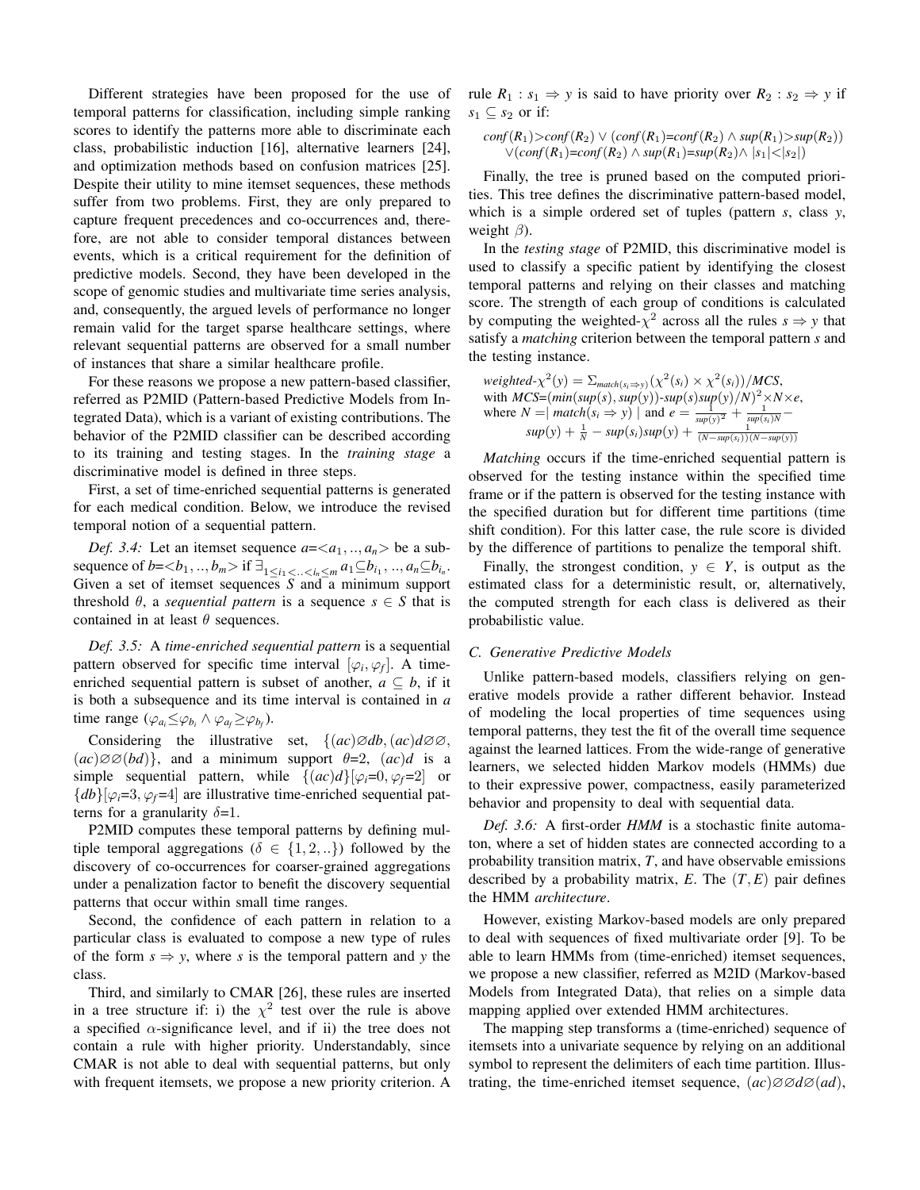Different strategies have been proposed for the use of temporal patterns for classification, including simple ranking scores to identify the patterns more able to discriminate each class, probabilistic induction [16], alternative learners [24], and optimization methods based on confusion matrices [25]. Despite their utility to mine itemset sequences, these methods suffer from two problems. First, they are only prepared to capture frequent precedences and co-occurrences and, therefore, are not able to consider temporal distances between events, which is a critical requirement for the definition of predictive models. Second, they have been developed in the scope of genomic studies and multivariate time series analysis, and, consequently, the argued levels of performance no longer remain valid for the target sparse healthcare settings, where relevant sequential patterns are observed for a small number of instances that share a similar healthcare profile.

For these reasons we propose a new pattern-based classifier, referred as P2MID (Pattern-based Predictive Models from Integrated Data), which is a variant of existing contributions. The behavior of the P2MID classifier can be described according to its training and testing stages. In the *training stage* a discriminative model is defined in three steps.

First, a set of time-enriched sequential patterns is generated for each medical condition. Below, we introduce the revised temporal notion of a sequential pattern.

*Def. 3.4:* Let an itemset sequence $a$=$<a_1, .., a_n>$ be a subsequence of $b$=$<b_1, .., b_m>$ if $\exists_{1 \leq i_1 < .. < i_n \leq m}\, a_1 \subseteq b_{i_1}, .., a_n \subseteq b_{i_n}$. Given a set of itemset sequences $S$ and a minimum support threshold $\theta$, a *sequential pattern* is a sequence $s \in S$ that is contained in at least $\theta$ sequences.

*Def. 3.5:* A *time-enriched sequential pattern* is a sequential pattern observed for specific time interval $[\varphi_i, \varphi_f]$. A time-enriched sequential pattern is subset of another, $a \subseteq b$, if it is both a subsequence and its time interval is contained in $a$ time range ($\varphi_{a_i} \leq \varphi_{b_i} \wedge \varphi_{a_f} \geq \varphi_{b_f}$).

Considering the illustrative set, $\{(ac)\varnothing db, (ac)d\varnothing\varnothing, (ac)\varnothing\varnothing(bd)\}$, and a minimum support $\theta$=2, $(ac)d$ is a simple sequential pattern, while $\{(ac)d\}[\varphi_i{=}0, \varphi_f{=}2]$ or $\{db\}[\varphi_i{=}3, \varphi_f{=}4]$ are illustrative time-enriched sequential patterns for a granularity $\delta$=1.

P2MID computes these temporal patterns by defining multiple temporal aggregations ($\delta \in \{1, 2, ..\}$) followed by the discovery of co-occurrences for coarser-grained aggregations under a penalization factor to benefit the discovery sequential patterns that occur within small time ranges.

Second, the confidence of each pattern in relation to a particular class is evaluated to compose a new type of rules of the form $s \Rightarrow y$, where $s$ is the temporal pattern and $y$ the class.

Third, and similarly to CMAR [26], these rules are inserted in a tree structure if: i) the $\chi^2$ test over the rule is above a specified $\alpha$-significance level, and if ii) the tree does not contain a rule with higher priority. Understandably, since CMAR is not able to deal with sequential patterns, but only with frequent itemsets, we propose a new priority criterion. A rule $R_1 : s_1 \Rightarrow y$ is said to have priority over $R_2 : s_2 \Rightarrow y$ if $s_1 \subseteq s_2$ or if:

$$conf(R_1){>}conf(R_2) \vee (conf(R_1){=}conf(R_2) \wedge sup(R_1){>}sup(R_2)) \vee (conf(R_1){=}conf(R_2) \wedge sup(R_1){=}sup(R_2) \wedge |s_1|{<}|s_2|)$$

Finally, the tree is pruned based on the computed priorities. This tree defines the discriminative pattern-based model, which is a simple ordered set of tuples (pattern $s$, class $y$, weight $\beta$).

In the *testing stage* of P2MID, this discriminative model is used to classify a specific patient by identifying the closest temporal patterns and relying on their classes and matching score. The strength of each group of conditions is calculated by computing the weighted-$\chi^2$ across all the rules $s \Rightarrow y$ that satisfy a *matching* criterion between the temporal pattern $s$ and the testing instance.

$$weighted\text{-}\chi^2(y) = \Sigma_{match(s_i \Rightarrow y)}(\chi^2(s_i) \times \chi^2(s_i))/MCS,$$
with $MCS$=$(min(sup(s), sup(y))$-$sup(s)sup(y)/N)^2 {\times} N {\times} e$,
where $N = |\ match(s_i \Rightarrow y)\ |$ and $e = \frac{1}{sup(y)^2} + \frac{1}{sup(s_i)N} - sup(y) + \frac{1}{N} - sup(s_i)sup(y) + \frac{1}{(N-sup(s_i))(N-sup(y))}$

*Matching* occurs if the time-enriched sequential pattern is observed for the testing instance within the specified time frame or if the pattern is observed for the testing instance with the specified duration but for different time partitions (time shift condition). For this latter case, the rule score is divided by the difference of partitions to penalize the temporal shift.

Finally, the strongest condition, $y \in Y$, is output as the estimated class for a deterministic result, or, alternatively, the computed strength for each class is delivered as their probabilistic value.

### C. Generative Predictive Models

Unlike pattern-based models, classifiers relying on generative models provide a rather different behavior. Instead of modeling the local properties of time sequences using temporal patterns, they test the fit of the overall time sequence against the learned lattices. From the wide-range of generative learners, we selected hidden Markov models (HMMs) due to their expressive power, compactness, easily parameterized behavior and propensity to deal with sequential data.

*Def. 3.6:* A first-order *HMM* is a stochastic finite automaton, where a set of hidden states are connected according to a probability transition matrix, $T$, and have observable emissions described by a probability matrix, $E$. The $(T, E)$ pair defines the HMM *architecture*.

However, existing Markov-based models are only prepared to deal with sequences of fixed multivariate order [9]. To be able to learn HMMs from (time-enriched) itemset sequences, we propose a new classifier, referred as M2ID (Markov-based Models from Integrated Data), that relies on a simple data mapping applied over extended HMM architectures.

The mapping step transforms a (time-enriched) sequence of itemsets into a univariate sequence by relying on an additional symbol to represent the delimiters of each time partition. Illustrating, the time-enriched itemset sequence, $(ac)\varnothing\varnothing d\varnothing(ad)$,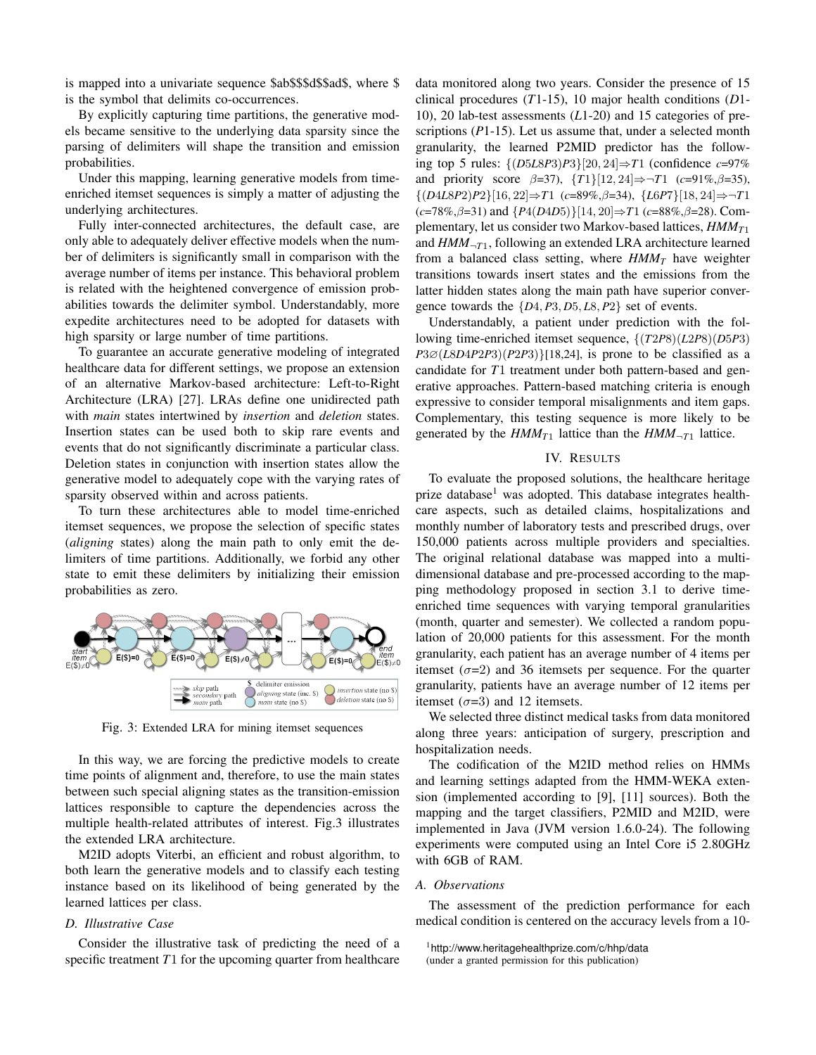is mapped into a univariate sequence $ab$$$d$$ad$, where $ is the symbol that delimits co-occurrences.

By explicitly capturing time partitions, the generative models became sensitive to the underlying data sparsity since the parsing of delimiters will shape the transition and emission probabilities.

Under this mapping, learning generative models from time-enriched itemset sequences is simply a matter of adjusting the underlying architectures.

Fully inter-connected architectures, the default case, are only able to adequately deliver effective models when the number of delimiters is significantly small in comparison with the average number of items per instance. This behavioral problem is related with the heightened convergence of emission probabilities towards the delimiter symbol. Understandably, more expedite architectures need to be adopted for datasets with high sparsity or large number of time partitions.

To guarantee an accurate generative modeling of integrated healthcare data for different settings, we propose an extension of an alternative Markov-based architecture: Left-to-Right Architecture (LRA) [27]. LRAs define one unidirected path with *main* states intertwined by *insertion* and *deletion* states. Insertion states can be used both to skip rare events and events that do not significantly discriminate a particular class. Deletion states in conjunction with insertion states allow the generative model to adequately cope with the varying rates of sparsity observed within and across patients.

To turn these architectures able to model time-enriched itemset sequences, we propose the selection of specific states (*aligning* states) along the main path to only emit the delimiters of time partitions. Additionally, we forbid any other state to emit these delimiters by initializing their emission probabilities as zero.

start item E($)≠0
E($)=0
E($)=0
E($)≠0
E($)=0
end item E($)≠0
skip path
secondary path
main path
$ delimiter emission
aligning state (inc. $)
main state (no $)
insertion state (no $)
deletion state (no $)

Fig. 3: Extended LRA for mining itemset sequences

In this way, we are forcing the predictive models to create time points of alignment and, therefore, to use the main states between such special aligning states as the transition-emission lattices responsible to capture the dependencies across the multiple health-related attributes of interest. Fig.3 illustrates the extended LRA architecture.

M2ID adopts Viterbi, an efficient and robust algorithm, to both learn the generative models and to classify each testing instance based on its likelihood of being generated by the learned lattices per class.

### D. Illustrative Case

Consider the illustrative task of predicting the need of a specific treatment $T1$ for the upcoming quarter from healthcare data monitored along two years. Consider the presence of 15 clinical procedures ($T$1-15), 10 major health conditions ($D$1-10), 20 lab-test assessments ($L$1-20) and 15 categories of prescriptions ($P$1-15). Let us assume that, under a selected month granularity, the learned P2MID predictor has the following top 5 rules: $\{(D5L8P3)P3\}[20,24]\Rightarrow T1$ (confidence $c$=97% and priority score $\beta$=37), $\{T1\}[12,24]\Rightarrow\neg T1$ ($c$=91%,$\beta$=35), $\{(D4L8P2)P2\}[16,22]\Rightarrow T1$ ($c$=89%,$\beta$=34), $\{L6P7\}[18,24]\Rightarrow\neg T1$ ($c$=78%,$\beta$=31) and $\{P4(D4D5)\}[14,20]\Rightarrow T1$ ($c$=88%,$\beta$=28). Complementary, let us consider two Markov-based lattices, $HMM_{T1}$ and $HMM_{\neg T1}$, following an extended LRA architecture learned from a balanced class setting, where $HMM_T$ have weighter transitions towards insert states and the emissions from the latter hidden states along the main path have superior convergence towards the $\{D4, P3, D5, L8, P2\}$ set of events.

Understandably, a patient under prediction with the following time-enriched itemset sequence, $\{(T2P8)(L2P8)(D5P3)P3\varnothing(L8D4P2P3)(P2P3)\}[18,24]$, is prone to be classified as a candidate for $T1$ treatment under both pattern-based and generative approaches. Pattern-based matching criteria is enough expressive to consider temporal misalignments and item gaps. Complementary, this testing sequence is more likely to be generated by the $HMM_{T1}$ lattice than the $HMM_{\neg T1}$ lattice.

## IV. Results

To evaluate the proposed solutions, the healthcare heritage prize database[1] was adopted. This database integrates healthcare aspects, such as detailed claims, hospitalizations and monthly number of laboratory tests and prescribed drugs, over 150,000 patients across multiple providers and specialties. The original relational database was mapped into a multi-dimensional database and pre-processed according to the mapping methodology proposed in section 3.1 to derive time-enriched time sequences with varying temporal granularities (month, quarter and semester). We collected a random population of 20,000 patients for this assessment. For the month granularity, each patient has an average number of 4 items per itemset ($\sigma$=2) and 36 itemsets per sequence. For the quarter granularity, patients have an average number of 12 items per itemset ($\sigma$=3) and 12 itemsets.

We selected three distinct medical tasks from data monitored along three years: anticipation of surgery, prescription and hospitalization needs.

The codification of the M2ID method relies on HMMs and learning settings adapted from the HMM-WEKA extension (implemented according to [9], [11] sources). Both the mapping and the target classifiers, P2MID and M2ID, were implemented in Java (JVM version 1.6.0-24). The following experiments were computed using an Intel Core i5 2.80GHz with 6GB of RAM.

### A. Observations

The assessment of the prediction performance for each medical condition is centered on the accuracy levels from a 10-

[1] http://www.heritagehealthprize.com/c/hhp/data (under a granted permission for this publication)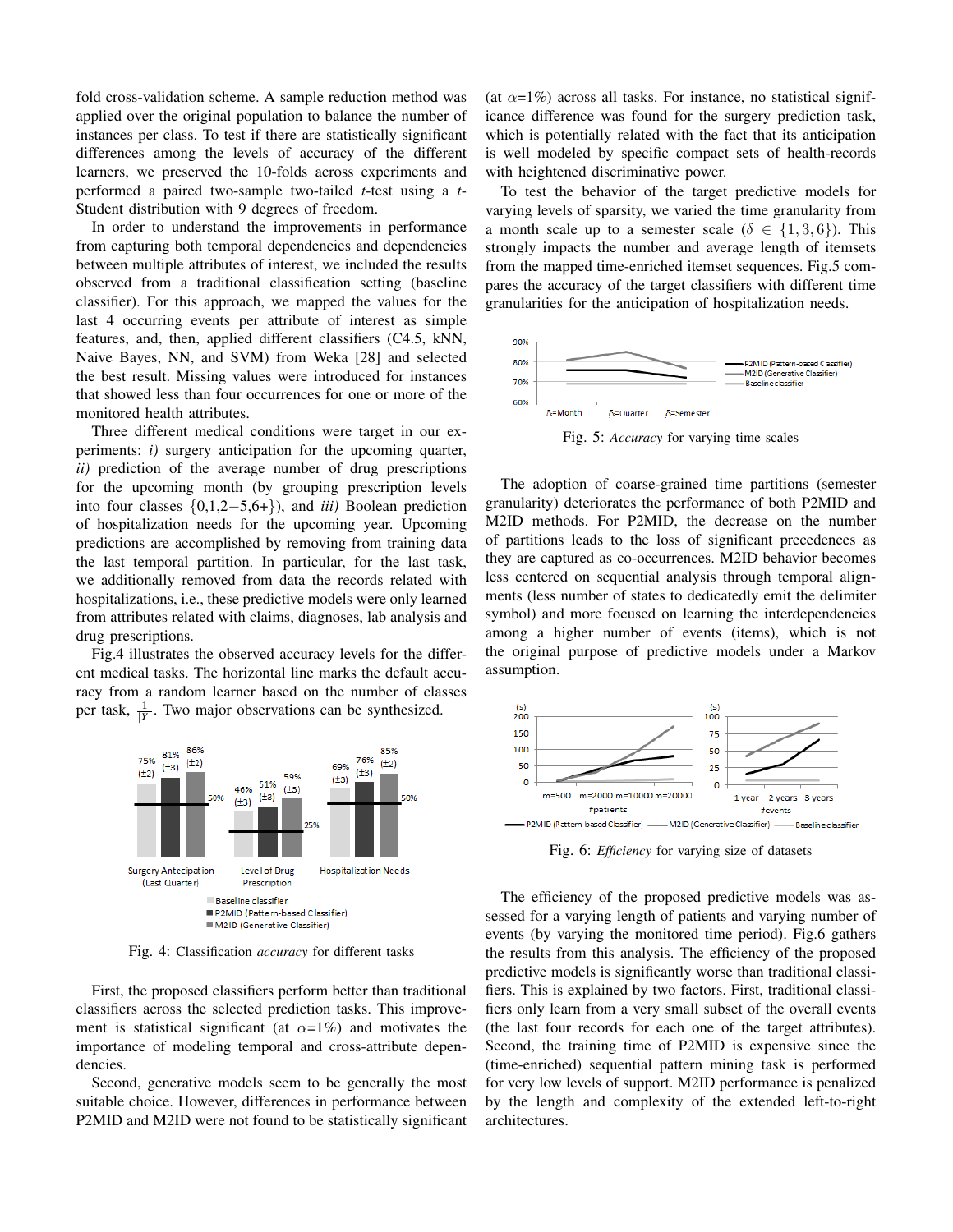fold cross-validation scheme. A sample reduction method was applied over the original population to balance the number of instances per class. To test if there are statistically significant differences among the levels of accuracy of the different learners, we preserved the 10-folds across experiments and performed a paired two-sample two-tailed *t*-test using a *t*-Student distribution with 9 degrees of freedom.

In order to understand the improvements in performance from capturing both temporal dependencies and dependencies between multiple attributes of interest, we included the results observed from a traditional classification setting (baseline classifier). For this approach, we mapped the values for the last 4 occurring events per attribute of interest as simple features, and, then, applied different classifiers (C4.5, kNN, Naive Bayes, NN, and SVM) from Weka [28] and selected the best result. Missing values were introduced for instances that showed less than four occurrences for one or more of the monitored health attributes.

Three different medical conditions were target in our experiments: *i)* surgery anticipation for the upcoming quarter, *ii)* prediction of the average number of drug prescriptions for the upcoming month (by grouping prescription levels into four classes {0,1,2−5,6+}), and *iii)* Boolean prediction of hospitalization needs for the upcoming year. Upcoming predictions are accomplished by removing from training data the last temporal partition. In particular, for the last task, we additionally removed from data the records related with hospitalizations, i.e., these predictive models were only learned from attributes related with claims, diagnoses, lab analysis and drug prescriptions.

Fig.4 illustrates the observed accuracy levels for the different medical tasks. The horizontal line marks the default accuracy from a random learner based on the number of classes per task, $\frac{1}{|Y|}$. Two major observations can be synthesized.

75% (±2)
81% (±3)
86% (±2)
50%
46% (±3)
51% (±3)
59% (±3)
25%
69% (±3)
76% (±3)
85% (±2)
50%
Surgery Antecipation (Last Quarter)
Level of Drug Prescription
Hospitalization Needs
Baseline classifier
P2MID (Pattern-based Classifier)
M2ID (Generative Classifier)

Fig. 4: Classification *accuracy* for different tasks

First, the proposed classifiers perform better than traditional classifiers across the selected prediction tasks. This improvement is statistical significant (at $\alpha$=1%) and motivates the importance of modeling temporal and cross-attribute dependencies.

Second, generative models seem to be generally the most suitable choice. However, differences in performance between P2MID and M2ID were not found to be statistically significant (at $\alpha$=1%) across all tasks. For instance, no statistical significance difference was found for the surgery prediction task, which is potentially related with the fact that its anticipation is well modeled by specific compact sets of health-records with heightened discriminative power.

To test the behavior of the target predictive models for varying levels of sparsity, we varied the time granularity from a month scale up to a semester scale ($\delta \in \{1, 3, 6\}$). This strongly impacts the number and average length of itemsets from the mapped time-enriched itemset sequences. Fig.5 compares the accuracy of the target classifiers with different time granularities for the anticipation of hospitalization needs.

90%
80%
70%
60%
δ=Month
δ=Quarter
δ=Semester
P2MID (Pattern-based Classifier)
M2ID (Generative Classifier)
Baseline classifier

Fig. 5: *Accuracy* for varying time scales

The adoption of coarse-grained time partitions (semester granularity) deteriorates the performance of both P2MID and M2ID methods. For P2MID, the decrease on the number of partitions leads to the loss of significant precedences as they are captured as co-occurrences. M2ID behavior becomes less centered on sequential analysis through temporal alignments (less number of states to dedicatedly emit the delimiter symbol) and more focused on learning the interdependencies among a higher number of events (items), which is not the original purpose of predictive models under a Markov assumption.

(s)
200
150
100
50
0
m=500
m=2000
m=10000
m=20000
#patients
(s)
100
75
50
25
0
1 year
2 years
3 years
#events
P2MID (Pattern-based Classifier)
M2ID (Generative Classifier)
Baseline classifier

Fig. 6: *Efficiency* for varying size of datasets

The efficiency of the proposed predictive models was assessed for a varying length of patients and varying number of events (by varying the monitored time period). Fig.6 gathers the results from this analysis. The efficiency of the proposed predictive models is significantly worse than traditional classifiers. This is explained by two factors. First, traditional classifiers only learn from a very small subset of the overall events (the last four records for each one of the target attributes). Second, the training time of P2MID is expensive since the (time-enriched) sequential pattern mining task is performed for very low levels of support. M2ID performance is penalized by the length and complexity of the extended left-to-right architectures.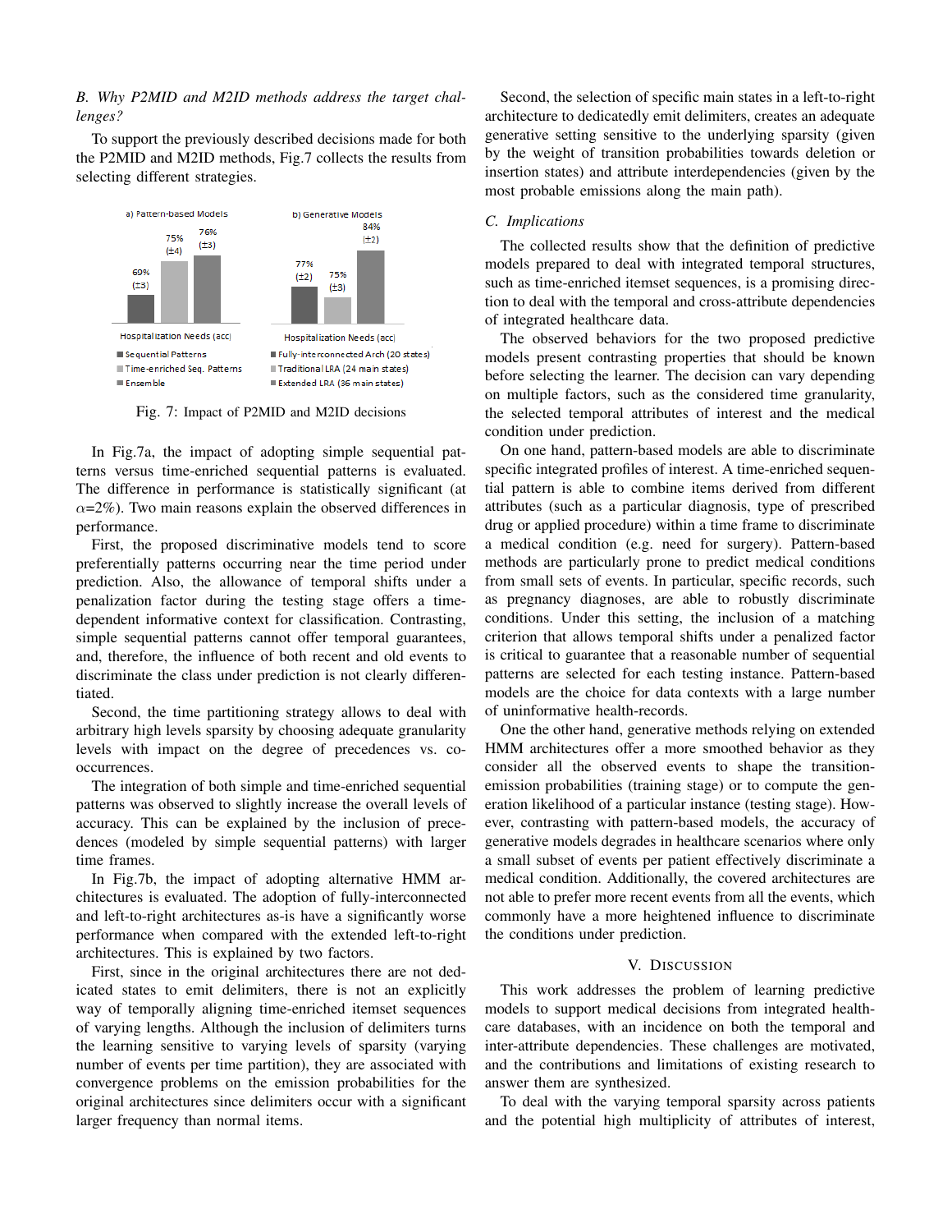### B. Why P2MID and M2ID methods address the target challenges?

To support the previously described decisions made for both the P2MID and M2ID methods, Fig.7 collects the results from selecting different strategies.

a) Pattern-based Models

69% (±3)
75% (±4)
76% (±3)

Hospitalization Needs (acc)

Sequential Patterns
Time-enriched Seq. Patterns
Ensemble

b) Generative Models

77% (±2)
75% (±3)
84% (±2)

Hospitalization Needs (acc)

Fully-interconnected Arch (20 states)
Traditional LRA (24 main states)
Extended LRA (36 main states)

Fig. 7: Impact of P2MID and M2ID decisions

In Fig.7a, the impact of adopting simple sequential patterns versus time-enriched sequential patterns is evaluated. The difference in performance is statistically significant (at $\alpha$=2%). Two main reasons explain the observed differences in performance.

First, the proposed discriminative models tend to score preferentially patterns occurring near the time period under prediction. Also, the allowance of temporal shifts under a penalization factor during the testing stage offers a time-dependent informative context for classification. Contrasting, simple sequential patterns cannot offer temporal guarantees, and, therefore, the influence of both recent and old events to discriminate the class under prediction is not clearly differentiated.

Second, the time partitioning strategy allows to deal with arbitrary high levels sparsity by choosing adequate granularity levels with impact on the degree of precedences vs. co-occurrences.

The integration of both simple and time-enriched sequential patterns was observed to slightly increase the overall levels of accuracy. This can be explained by the inclusion of precedences (modeled by simple sequential patterns) with larger time frames.

In Fig.7b, the impact of adopting alternative HMM architectures is evaluated. The adoption of fully-interconnected and left-to-right architectures as-is have a significantly worse performance when compared with the extended left-to-right architectures. This is explained by two factors.

First, since in the original architectures there are not dedicated states to emit delimiters, there is not an explicitly way of temporally aligning time-enriched itemset sequences of varying lengths. Although the inclusion of delimiters turns the learning sensitive to varying levels of sparsity (varying number of events per time partition), they are associated with convergence problems on the emission probabilities for the original architectures since delimiters occur with a significant larger frequency than normal items.

Second, the selection of specific main states in a left-to-right architecture to dedicatedly emit delimiters, creates an adequate generative setting sensitive to the underlying sparsity (given by the weight of transition probabilities towards deletion or insertion states) and attribute interdependencies (given by the most probable emissions along the main path).

### C. Implications

The collected results show that the definition of predictive models prepared to deal with integrated temporal structures, such as time-enriched itemset sequences, is a promising direction to deal with the temporal and cross-attribute dependencies of integrated healthcare data.

The observed behaviors for the two proposed predictive models present contrasting properties that should be known before selecting the learner. The decision can vary depending on multiple factors, such as the considered time granularity, the selected temporal attributes of interest and the medical condition under prediction.

On one hand, pattern-based models are able to discriminate specific integrated profiles of interest. A time-enriched sequential pattern is able to combine items derived from different attributes (such as a particular diagnosis, type of prescribed drug or applied procedure) within a time frame to discriminate a medical condition (e.g. need for surgery). Pattern-based methods are particularly prone to predict medical conditions from small sets of events. In particular, specific records, such as pregnancy diagnoses, are able to robustly discriminate conditions. Under this setting, the inclusion of a matching criterion that allows temporal shifts under a penalized factor is critical to guarantee that a reasonable number of sequential patterns are selected for each testing instance. Pattern-based models are the choice for data contexts with a large number of uninformative health-records.

One the other hand, generative methods relying on extended HMM architectures offer a more smoothed behavior as they consider all the observed events to shape the transition-emission probabilities (training stage) or to compute the generation likelihood of a particular instance (testing stage). However, contrasting with pattern-based models, the accuracy of generative models degrades in healthcare scenarios where only a small subset of events per patient effectively discriminate a medical condition. Additionally, the covered architectures are not able to prefer more recent events from all the events, which commonly have a more heightened influence to discriminate the conditions under prediction.

## V. Discussion

This work addresses the problem of learning predictive models to support medical decisions from integrated healthcare databases, with an incidence on both the temporal and inter-attribute dependencies. These challenges are motivated, and the contributions and limitations of existing research to answer them are synthesized.

To deal with the varying temporal sparsity across patients and the potential high multiplicity of attributes of interest,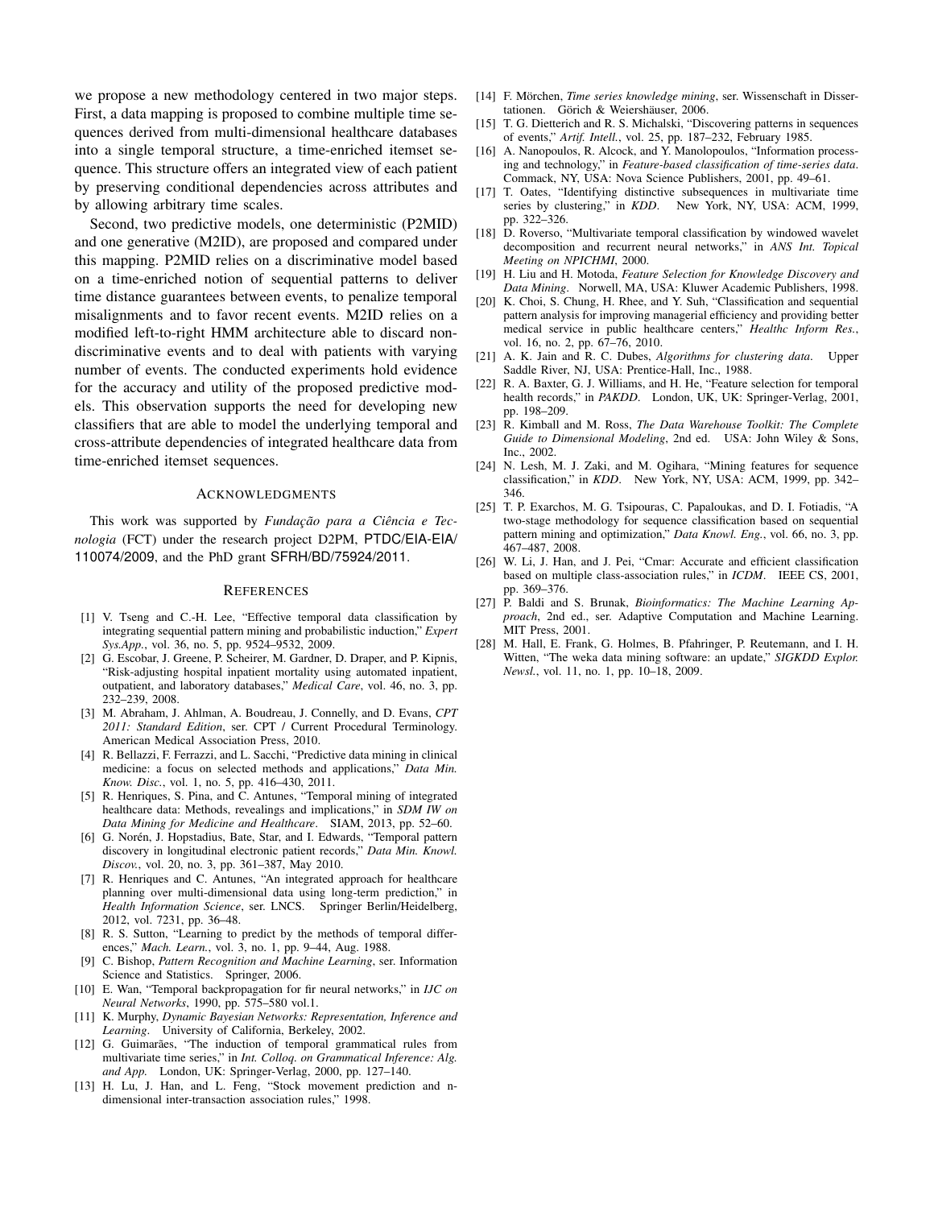we propose a new methodology centered in two major steps. First, a data mapping is proposed to combine multiple time sequences derived from multi-dimensional healthcare databases into a single temporal structure, a time-enriched itemset sequence. This structure offers an integrated view of each patient by preserving conditional dependencies across attributes and by allowing arbitrary time scales.

Second, two predictive models, one deterministic (P2MID) and one generative (M2ID), are proposed and compared under this mapping. P2MID relies on a discriminative model based on a time-enriched notion of sequential patterns to deliver time distance guarantees between events, to penalize temporal misalignments and to favor recent events. M2ID relies on a modified left-to-right HMM architecture able to discard non-discriminative events and to deal with patients with varying number of events. The conducted experiments hold evidence for the accuracy and utility of the proposed predictive models. This observation supports the need for developing new classifiers that are able to model the underlying temporal and cross-attribute dependencies of integrated healthcare data from time-enriched itemset sequences.

## ACKNOWLEDGMENTS

This work was supported by *Fundação para a Ciência e Tecnologia* (FCT) under the research project D2PM, PTDC/EIA-EIA/110074/2009, and the PhD grant SFRH/BD/75924/2011.

## REFERENCES

[1] V. Tseng and C.-H. Lee, "Effective temporal data classification by integrating sequential pattern mining and probabilistic induction," *Expert Sys.App.*, vol. 36, no. 5, pp. 9524–9532, 2009.

[2] G. Escobar, J. Greene, P. Scheirer, M. Gardner, D. Draper, and P. Kipnis, "Risk-adjusting hospital inpatient mortality using automated inpatient, outpatient, and laboratory databases," *Medical Care*, vol. 46, no. 3, pp. 232–239, 2008.

[3] M. Abraham, J. Ahlman, A. Boudreau, J. Connelly, and D. Evans, *CPT 2011: Standard Edition*, ser. CPT / Current Procedural Terminology. American Medical Association Press, 2010.

[4] R. Bellazzi, F. Ferrazzi, and L. Sacchi, "Predictive data mining in clinical medicine: a focus on selected methods and applications," *Data Min. Know. Disc.*, vol. 1, no. 5, pp. 416–430, 2011.

[5] R. Henriques, S. Pina, and C. Antunes, "Temporal mining of integrated healthcare data: Methods, revealings and implications," in *SDM IW on Data Mining for Medicine and Healthcare*. SIAM, 2013, pp. 52–60.

[6] G. Norén, J. Hopstadius, Bate, Star, and I. Edwards, "Temporal pattern discovery in longitudinal electronic patient records," *Data Min. Knowl. Discov.*, vol. 20, no. 3, pp. 361–387, May 2010.

[7] R. Henriques and C. Antunes, "An integrated approach for healthcare planning over multi-dimensional data using long-term prediction," in *Health Information Science*, ser. LNCS. Springer Berlin/Heidelberg, 2012, vol. 7231, pp. 36–48.

[8] R. S. Sutton, "Learning to predict by the methods of temporal differences," *Mach. Learn.*, vol. 3, no. 1, pp. 9–44, Aug. 1988.

[9] C. Bishop, *Pattern Recognition and Machine Learning*, ser. Information Science and Statistics. Springer, 2006.

[10] E. Wan, "Temporal backpropagation for fir neural networks," in *IJC on Neural Networks*, 1990, pp. 575–580 vol.1.

[11] K. Murphy, *Dynamic Bayesian Networks: Representation, Inference and Learning*. University of California, Berkeley, 2002.

[12] G. Guimarães, "The induction of temporal grammatical rules from multivariate time series," in *Int. Colloq. on Grammatical Inference: Alg. and App.* London, UK: Springer-Verlag, 2000, pp. 127–140.

[13] H. Lu, J. Han, and L. Feng, "Stock movement prediction and n-dimensional inter-transaction association rules," 1998.

[14] F. Mörchen, *Time series knowledge mining*, ser. Wissenschaft in Dissertationen. Görich & Weiershäuser, 2006.

[15] T. G. Dietterich and R. S. Michalski, "Discovering patterns in sequences of events," *Artif. Intell.*, vol. 25, pp. 187–232, February 1985.

[16] A. Nanopoulos, R. Alcock, and Y. Manolopoulos, "Information processing and technology," in *Feature-based classification of time-series data*. Commack, NY, USA: Nova Science Publishers, 2001, pp. 49–61.

[17] T. Oates, "Identifying distinctive subsequences in multivariate time series by clustering," in *KDD*. New York, NY, USA: ACM, 1999, pp. 322–326.

[18] D. Roverso, "Multivariate temporal classification by windowed wavelet decomposition and recurrent neural networks," in *ANS Int. Topical Meeting on NPICHMI*, 2000.

[19] H. Liu and H. Motoda, *Feature Selection for Knowledge Discovery and Data Mining*. Norwell, MA, USA: Kluwer Academic Publishers, 1998.

[20] K. Choi, S. Chung, H. Rhee, and Y. Suh, "Classification and sequential pattern analysis for improving managerial efficiency and providing better medical service in public healthcare centers," *Healthc Inform Res.*, vol. 16, no. 2, pp. 67–76, 2010.

[21] A. K. Jain and R. C. Dubes, *Algorithms for clustering data*. Upper Saddle River, NJ, USA: Prentice-Hall, Inc., 1988.

[22] R. A. Baxter, G. J. Williams, and H. He, "Feature selection for temporal health records," in *PAKDD*. London, UK, UK: Springer-Verlag, 2001, pp. 198–209.

[23] R. Kimball and M. Ross, *The Data Warehouse Toolkit: The Complete Guide to Dimensional Modeling*, 2nd ed. USA: John Wiley & Sons, Inc., 2002.

[24] N. Lesh, M. J. Zaki, and M. Ogihara, "Mining features for sequence classification," in *KDD*. New York, NY, USA: ACM, 1999, pp. 342–346.

[25] T. P. Exarchos, M. G. Tsipouras, C. Papaloukas, and D. I. Fotiadis, "A two-stage methodology for sequence classification based on sequential pattern mining and optimization," *Data Knowl. Eng.*, vol. 66, no. 3, pp. 467–487, 2008.

[26] W. Li, J. Han, and J. Pei, "Cmar: Accurate and efficient classification based on multiple class-association rules," in *ICDM*. IEEE CS, 2001, pp. 369–376.

[27] P. Baldi and S. Brunak, *Bioinformatics: The Machine Learning Approach*, 2nd ed., ser. Adaptive Computation and Machine Learning. MIT Press, 2001.

[28] M. Hall, E. Frank, G. Holmes, B. Pfahringer, P. Reutemann, and I. H. Witten, "The weka data mining software: an update," *SIGKDD Explor. Newsl.*, vol. 11, no. 1, pp. 10–18, 2009.